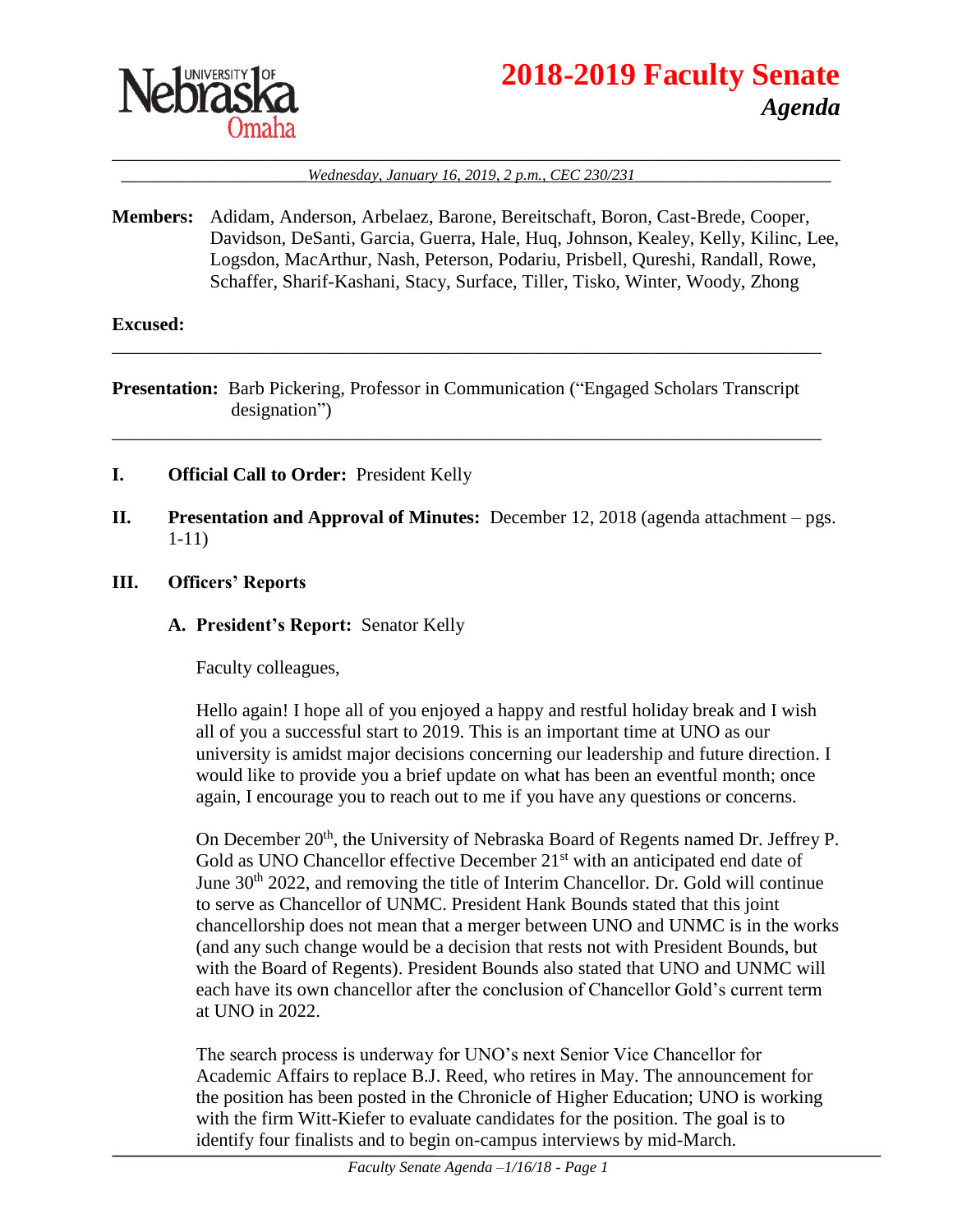# 2018-2019 Faculty Senate

## *Agenda*

*Wednesday, January 16, 2019, 2 p.m., CEC 230/231*

**Members:** Adidam, Anderson, Arbelaez, Barone, Bereitschaft, Boron, Cast-Brede, Cooper, Davidson, DeSanti, Garcia, Guerra, Hale, Huq, Johnson, Kealey, Kelly, Kilinc, Lee, Logsdon, MacArthur, Nash, Peterson, Podariu, Prisbell, Qureshi, Randall, Rowe, Schaffer, Sharif-Kashani, Stacy, Surface, Tiller, Tisko, Winter, Woody, Zhong

**Excused:**

---

**Presentation:** Barb Pickering, Professor in Communication ("Engaged Scholars Transcript designation")

---

**I. Official Call to Order:** President Kelly

**II. Presentation and Approval of Minutes:** December 12, 2018 (agenda attachment – pgs. 1-11)

**III. Officers' Reports**

**A. President's Report:** Senator Kelly

Faculty colleagues,

Hello again! I hope all of you enjoyed a happy and restful holiday break and I wish all of you a successful start to 2019. This is an important time at UNO as our university is amidst major decisions concerning our leadership and future direction. I would like to provide you a brief update on what has been an eventful month; once again, I encourage you to reach out to me if you have any questions or concerns.

On December 20th, the University of Nebraska Board of Regents named Dr. Jeffrey P. Gold as UNO Chancellor effective December 21st with an anticipated end date of June 30th 2022, and removing the title of Interim Chancellor. Dr. Gold will continue to serve as Chancellor of UNMC. President Hank Bounds stated that this joint chancellorship does not mean that a merger between UNO and UNMC is in the works (and any such change would be a decision that rests not with President Bounds, but with the Board of Regents). President Bounds also stated that UNO and UNMC will each have its own chancellor after the conclusion of Chancellor Gold's current term at UNO in 2022.

The search process is underway for UNO's next Senior Vice Chancellor for Academic Affairs to replace B.J. Reed, who retires in May. The announcement for the position has been posted in the Chronicle of Higher Education; UNO is working with the firm Witt-Kiefer to evaluate candidates for the position. The goal is to identify four finalists and to begin on-campus interviews by mid-March.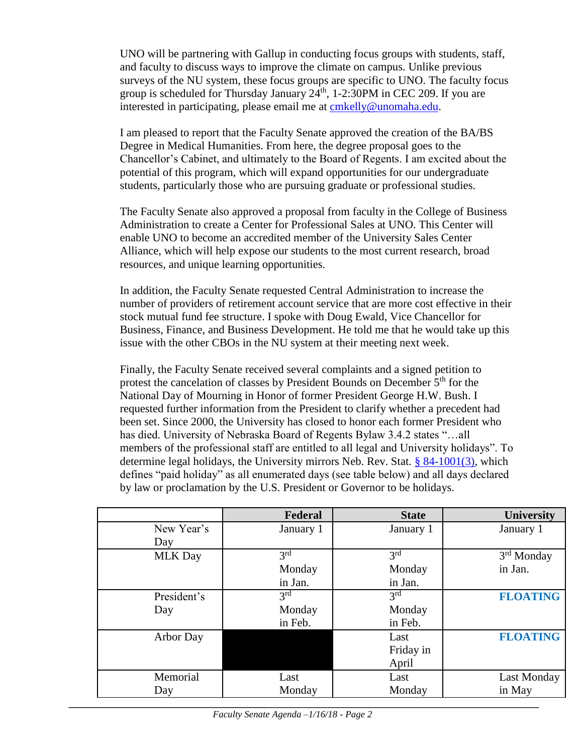UNO will be partnering with Gallup in conducting focus groups with students, staff, and faculty to discuss ways to improve the climate on campus. Unlike previous surveys of the NU system, these focus groups are specific to UNO. The faculty focus group is scheduled for Thursday January 24th, 1-2:30PM in CEC 209. If you are interested in participating, please email me at [cmkelly@unomaha.edu](mailto:cmkelly@unomaha.edu).

I am pleased to report that the Faculty Senate approved the creation of the BA/BS Degree in Medical Humanities. From here, the degree proposal goes to the Chancellor's Cabinet, and ultimately to the Board of Regents. I am excited about the potential of this program, which will expand opportunities for our undergraduate students, particularly those who are pursuing graduate or professional studies.

The Faculty Senate also approved a proposal from faculty in the College of Business Administration to create a Center for Professional Sales at UNO. This Center will enable UNO to become an accredited member of the University Sales Center Alliance, which will help expose our students to the most current research, broad resources, and unique learning opportunities.

In addition, the Faculty Senate requested Central Administration to increase the number of providers of retirement account service that are more cost effective in their stock mutual fund fee structure. I spoke with Doug Ewald, Vice Chancellor for Business, Finance, and Business Development. He told me that he would take up this issue with the other CBOs in the NU system at their meeting next week.

Finally, the Faculty Senate received several complaints and a signed petition to protest the cancelation of classes by President Bounds on December 5th for the National Day of Mourning in Honor of former President George H.W. Bush. I requested further information from the President to clarify whether a precedent had been set. Since 2000, the University has closed to honor each former President who has died. University of Nebraska Board of Regents Bylaw 3.4.2 states "…all members of the professional staff are entitled to all legal and University holidays". To determine legal holidays, the University mirrors Neb. Rev. Stat. § 84-1001(3), which defines "paid holiday" as all enumerated days (see table below) and all days declared by law or proclamation by the U.S. President or Governor to be holidays.

| | Federal | State | University |
|---|---|---|---|
| New Year's Day | January 1 | January 1 | January 1 |
| MLK Day | 3rd Monday in Jan. | 3rd Monday in Jan. | 3rd Monday in Jan. |
| President's Day | 3rd Monday in Feb. | 3rd Monday in Feb. | **FLOATING** |
| Arbor Day | | Last Friday in April | **FLOATING** |
| Memorial Day | Last Monday | Last Monday | Last Monday in May |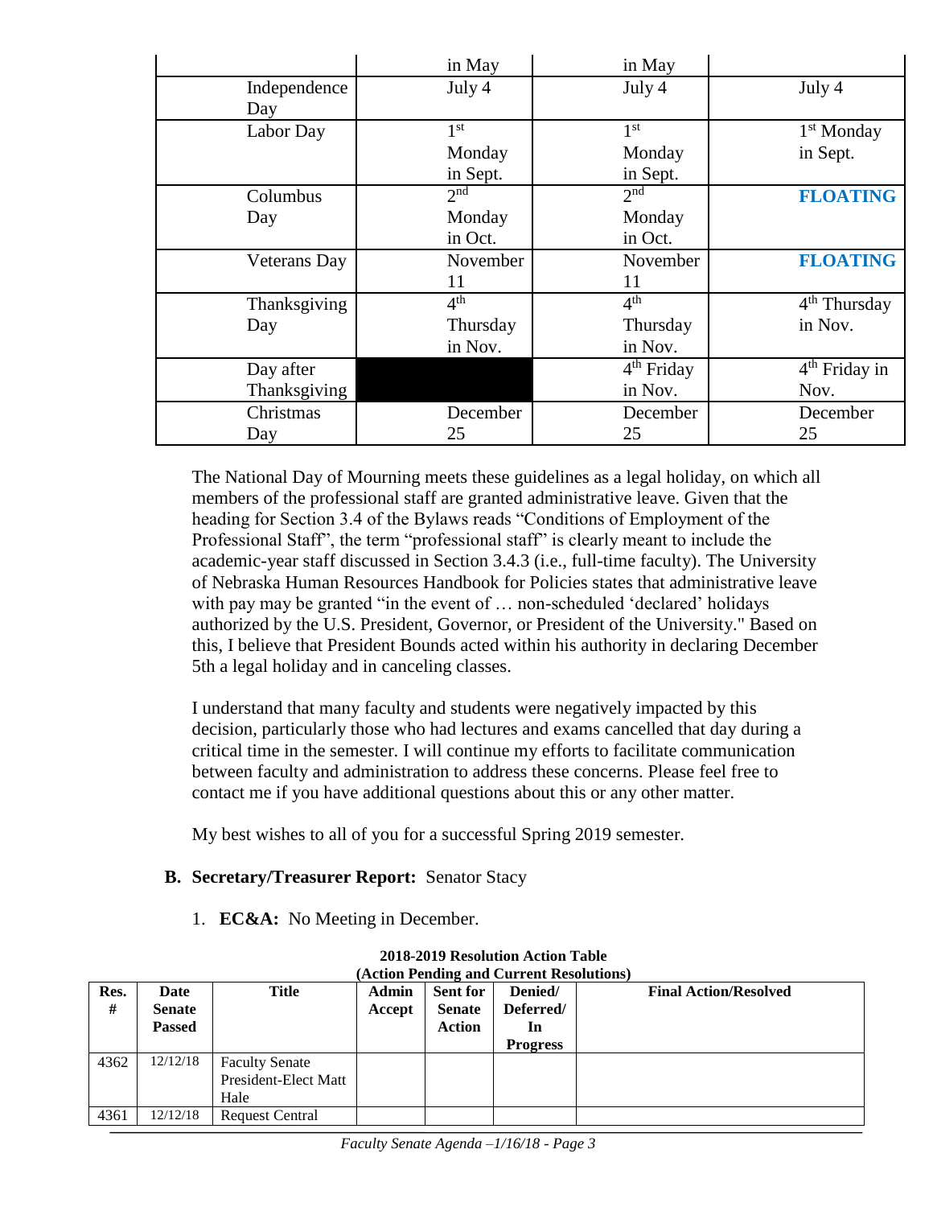| | in May | in May | |
|---|---|---|---|
| Independence Day | July 4 | July 4 | July 4 |
| Labor Day | 1st Monday in Sept. | 1st Monday in Sept. | 1st Monday in Sept. |
| Columbus Day | 2nd Monday in Oct. | 2nd Monday in Oct. | **FLOATING** |
| Veterans Day | November 11 | November 11 | **FLOATING** |
| Thanksgiving Day | 4th Thursday in Nov. | 4th Thursday in Nov. | 4th Thursday in Nov. |
| Day after Thanksgiving | | 4th Friday in Nov. | 4th Friday in Nov. |
| Christmas Day | December 25 | December 25 | December 25 |

The National Day of Mourning meets these guidelines as a legal holiday, on which all members of the professional staff are granted administrative leave. Given that the heading for Section 3.4 of the Bylaws reads "Conditions of Employment of the Professional Staff", the term "professional staff" is clearly meant to include the academic-year staff discussed in Section 3.4.3 (i.e., full-time faculty). The University of Nebraska Human Resources Handbook for Policies states that administrative leave with pay may be granted "in the event of … non-scheduled 'declared' holidays authorized by the U.S. President, Governor, or President of the University." Based on this, I believe that President Bounds acted within his authority in declaring December 5th a legal holiday and in canceling classes.

I understand that many faculty and students were negatively impacted by this decision, particularly those who had lectures and exams cancelled that day during a critical time in the semester. I will continue my efforts to facilitate communication between faculty and administration to address these concerns. Please feel free to contact me if you have additional questions about this or any other matter.

My best wishes to all of you for a successful Spring 2019 semester.

**B. Secretary/Treasurer Report:** Senator Stacy

1. **EC&A:** No Meeting in December.

**2018-2019 Resolution Action Table**
**(Action Pending and Current Resolutions)**

| Res. # | Date Senate Passed | Title | Admin Accept | Sent for Senate Action | Denied/ Deferred/ In Progress | Final Action/Resolved |
|---|---|---|---|---|---|---|
| 4362 | 12/12/18 | Faculty Senate President-Elect Matt Hale | | | | |
| 4361 | 12/12/18 | Request Central | | | | |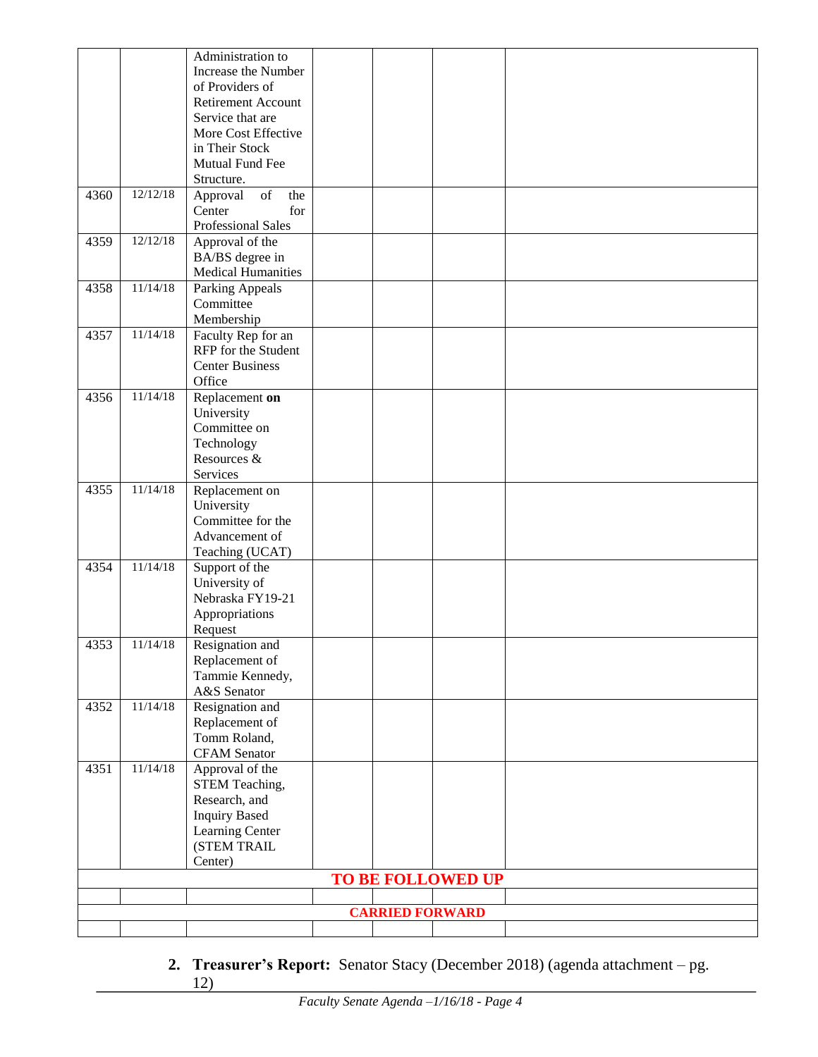| | | | | | | |
|---|---|---|---|---|---|---|
| | | Administration to Increase the Number of Providers of Retirement Account Service that are More Cost Effective in Their Stock Mutual Fund Fee Structure. | | | | |
| 4360 | 12/12/18 | Approval of the Center for Professional Sales | | | | |
| 4359 | 12/12/18 | Approval of the BA/BS degree in Medical Humanities | | | | |
| 4358 | 11/14/18 | Parking Appeals Committee Membership | | | | |
| 4357 | 11/14/18 | Faculty Rep for an RFP for the Student Center Business Office | | | | |
| 4356 | 11/14/18 | Replacement **on** University Committee on Technology Resources & Services | | | | |
| 4355 | 11/14/18 | Replacement on University Committee for the Advancement of Teaching (UCAT) | | | | |
| 4354 | 11/14/18 | Support of the University of Nebraska FY19-21 Appropriations Request | | | | |
| 4353 | 11/14/18 | Resignation and Replacement of Tammie Kennedy, A&S Senator | | | | |
| 4352 | 11/14/18 | Resignation and Replacement of Tomm Roland, CFAM Senator | | | | |
| 4351 | 11/14/18 | Approval of the STEM Teaching, Research, and Inquiry Based Learning Center (STEM TRAIL Center) | | | | |
| **TO BE FOLLOWED UP** | | | | | | |
| | | | | | | |
| **CARRIED FORWARD** | | | | | | |
| | | | | | | |

2. **Treasurer's Report:** Senator Stacy (December 2018) (agenda attachment – pg. 12)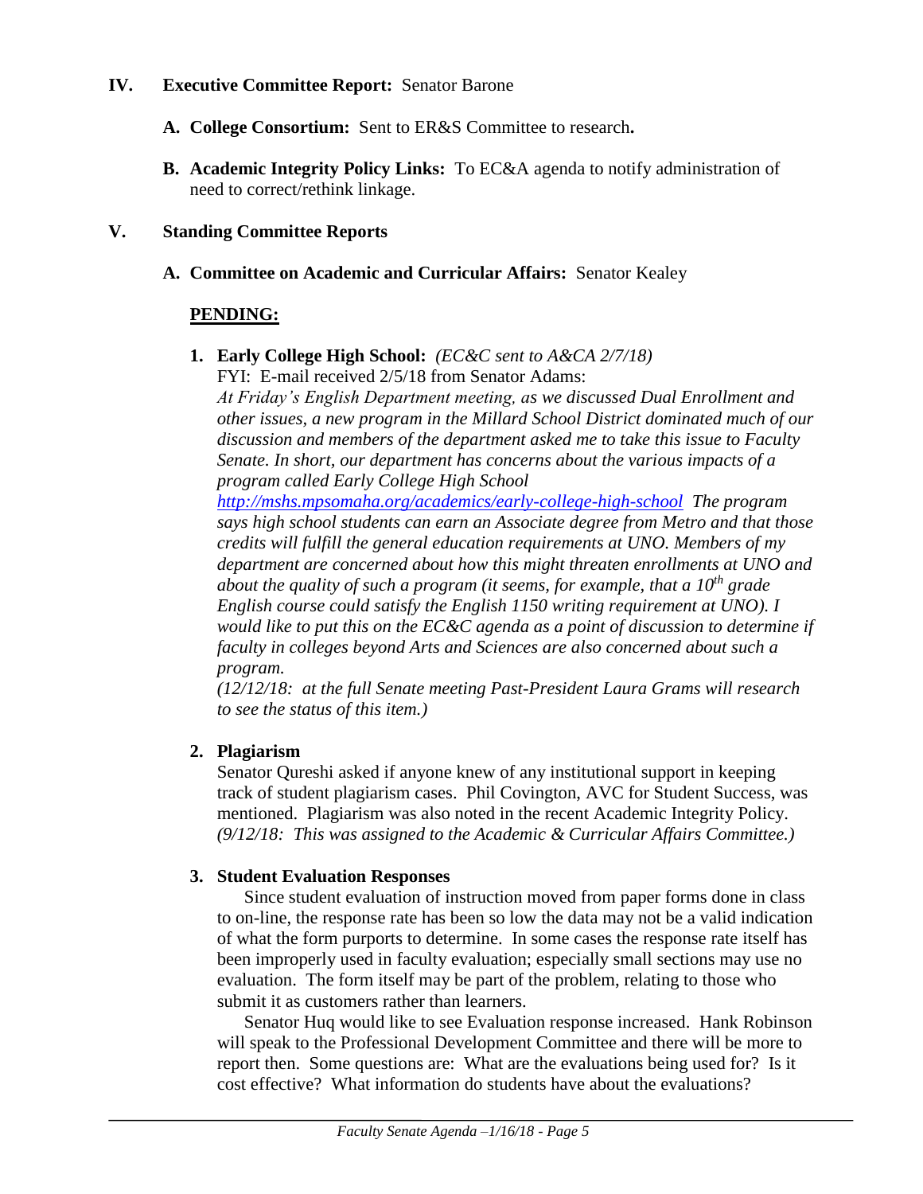## IV. Executive Committee Report: Senator Barone

**A. College Consortium:** Sent to ER&S Committee to research**.**

**B. Academic Integrity Policy Links:** To EC&A agenda to notify administration of need to correct/rethink linkage.

## V. Standing Committee Reports

### A. Committee on Academic and Curricular Affairs: Senator Kealey

**PENDING:**

1. **Early College High School:** *(EC&C sent to A&CA 2/7/18)*

   FYI: E-mail received 2/5/18 from Senator Adams:

   *At Friday's English Department meeting, as we discussed Dual Enrollment and other issues, a new program in the Millard School District dominated much of our discussion and members of the department asked me to take this issue to Faculty Senate. In short, our department has concerns about the various impacts of a program called Early College High School* *http://mshs.mpsomaha.org/academics/early-college-high-school* *The program says high school students can earn an Associate degree from Metro and that those credits will fulfill the general education requirements at UNO. Members of my department are concerned about how this might threaten enrollments at UNO and about the quality of such a program (it seems, for example, that a 10th grade English course could satisfy the English 1150 writing requirement at UNO). I would like to put this on the EC&C agenda as a point of discussion to determine if faculty in colleges beyond Arts and Sciences are also concerned about such a program.*

   *(12/12/18: at the full Senate meeting Past-President Laura Grams will research to see the status of this item.)*

2. **Plagiarism**

   Senator Qureshi asked if anyone knew of any institutional support in keeping track of student plagiarism cases. Phil Covington, AVC for Student Success, was mentioned. Plagiarism was also noted in the recent Academic Integrity Policy. *(9/12/18: This was assigned to the Academic & Curricular Affairs Committee.)*

3. **Student Evaluation Responses**

   Since student evaluation of instruction moved from paper forms done in class to on-line, the response rate has been so low the data may not be a valid indication of what the form purports to determine. In some cases the response rate itself has been improperly used in faculty evaluation; especially small sections may use no evaluation. The form itself may be part of the problem, relating to those who submit it as customers rather than learners.

   Senator Huq would like to see Evaluation response increased. Hank Robinson will speak to the Professional Development Committee and there will be more to report then. Some questions are: What are the evaluations being used for? Is it cost effective? What information do students have about the evaluations?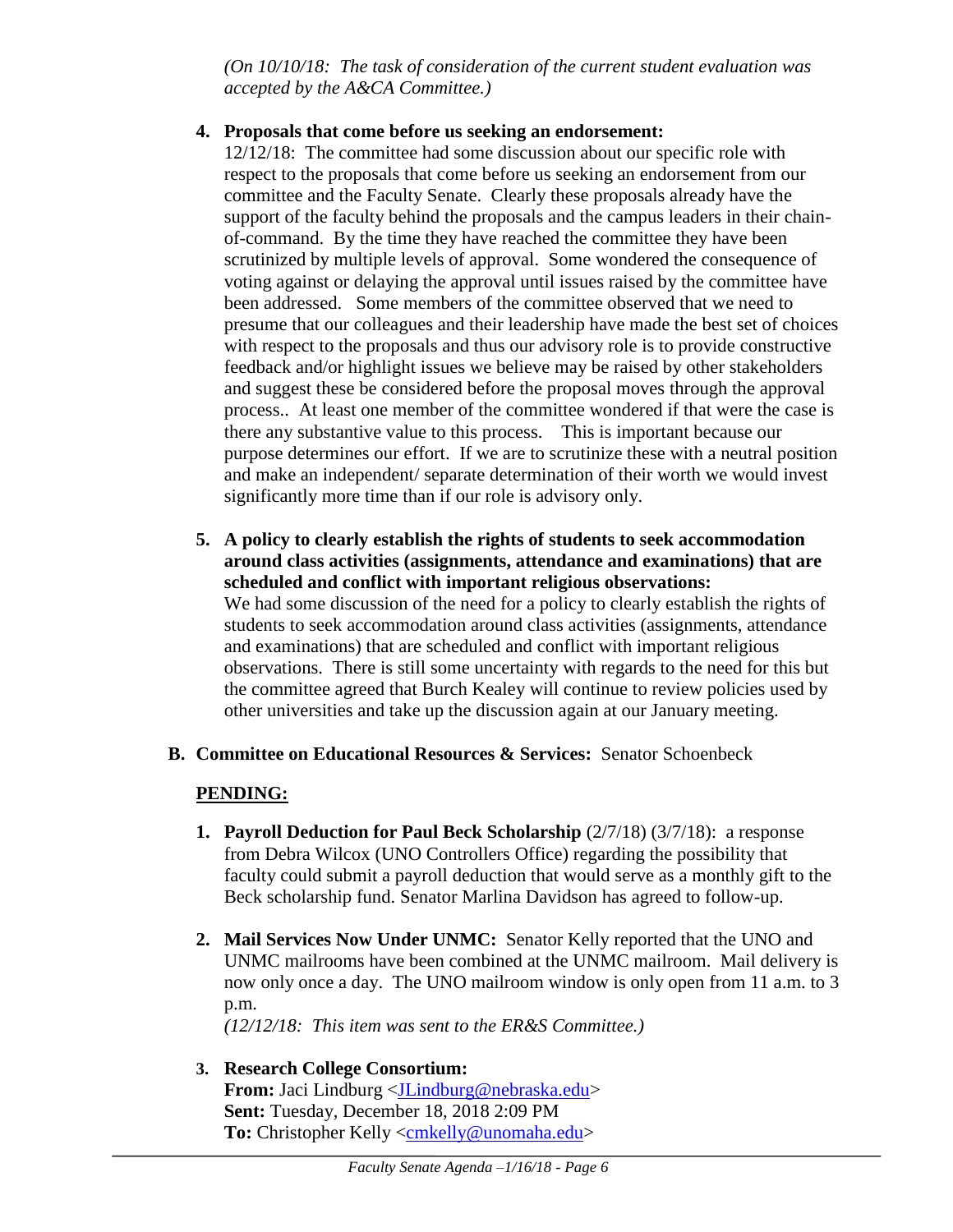*(On 10/10/18: The task of consideration of the current student evaluation was accepted by the A&CA Committee.)*

4. **Proposals that come before us seeking an endorsement:**
   12/12/18: The committee had some discussion about our specific role with respect to the proposals that come before us seeking an endorsement from our committee and the Faculty Senate. Clearly these proposals already have the support of the faculty behind the proposals and the campus leaders in their chain-of-command. By the time they have reached the committee they have been scrutinized by multiple levels of approval. Some wondered the consequence of voting against or delaying the approval until issues raised by the committee have been addressed. Some members of the committee observed that we need to presume that our colleagues and their leadership have made the best set of choices with respect to the proposals and thus our advisory role is to provide constructive feedback and/or highlight issues we believe may be raised by other stakeholders and suggest these be considered before the proposal moves through the approval process.. At least one member of the committee wondered if that were the case is there any substantive value to this process. This is important because our purpose determines our effort. If we are to scrutinize these with a neutral position and make an independent/ separate determination of their worth we would invest significantly more time than if our role is advisory only.

5. **A policy to clearly establish the rights of students to seek accommodation around class activities (assignments, attendance and examinations) that are scheduled and conflict with important religious observations:**
   We had some discussion of the need for a policy to clearly establish the rights of students to seek accommodation around class activities (assignments, attendance and examinations) that are scheduled and conflict with important religious observations. There is still some uncertainty with regards to the need for this but the committee agreed that Burch Kealey will continue to review policies used by other universities and take up the discussion again at our January meeting.

**B. Committee on Educational Resources & Services:** Senator Schoenbeck

**PENDING:**

1. **Payroll Deduction for Paul Beck Scholarship** (2/7/18) (3/7/18): a response from Debra Wilcox (UNO Controllers Office) regarding the possibility that faculty could submit a payroll deduction that would serve as a monthly gift to the Beck scholarship fund. Senator Marlina Davidson has agreed to follow-up.

2. **Mail Services Now Under UNMC:** Senator Kelly reported that the UNO and UNMC mailrooms have been combined at the UNMC mailroom. Mail delivery is now only once a day. The UNO mailroom window is only open from 11 a.m. to 3 p.m.
   *(12/12/18: This item was sent to the ER&S Committee.)*

3. **Research College Consortium:**
   **From:** Jaci Lindburg <JLindburg@nebraska.edu>
   **Sent:** Tuesday, December 18, 2018 2:09 PM
   **To:** Christopher Kelly <cmkelly@unomaha.edu>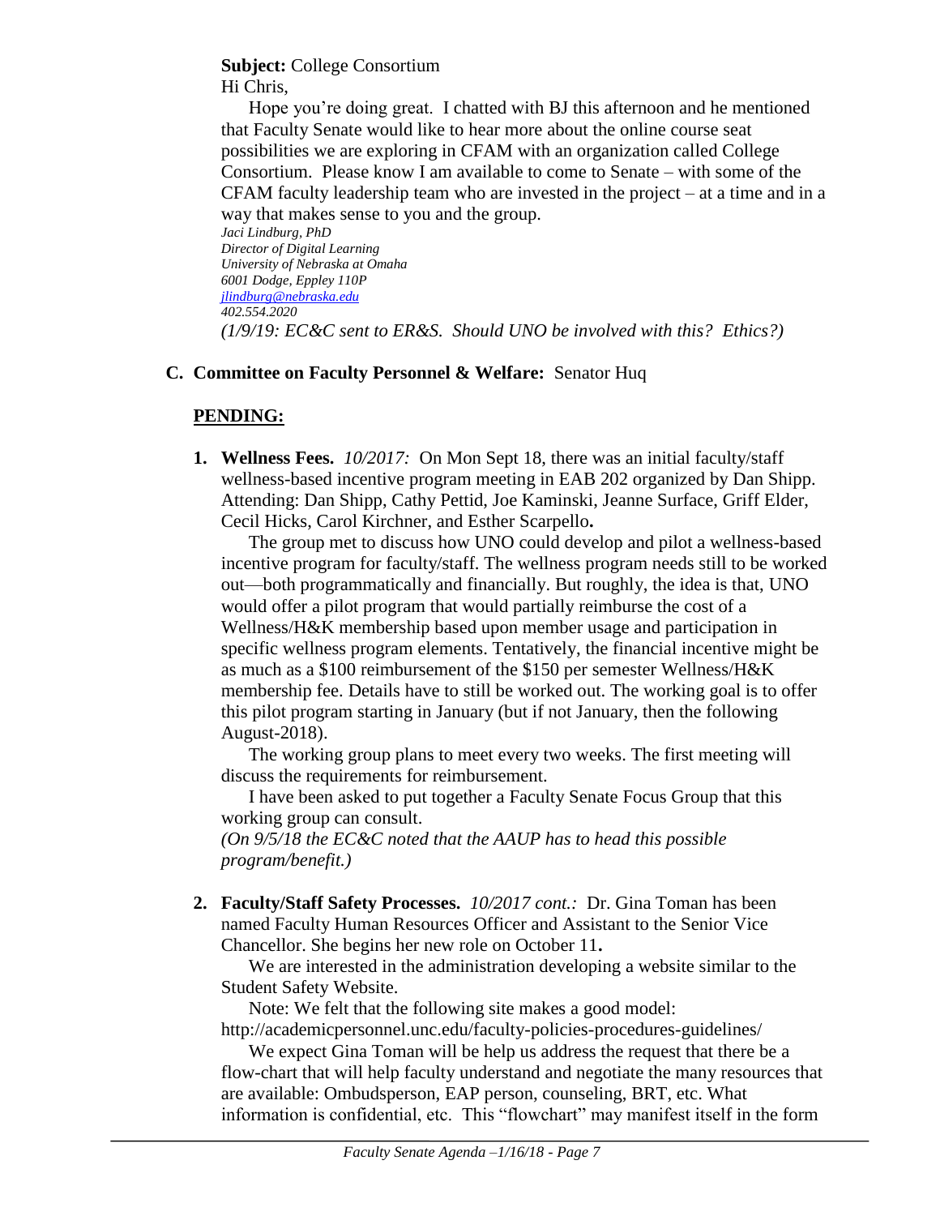**Subject:** College Consortium

Hi Chris,

Hope you're doing great. I chatted with BJ this afternoon and he mentioned that Faculty Senate would like to hear more about the online course seat possibilities we are exploring in CFAM with an organization called College Consortium. Please know I am available to come to Senate – with some of the CFAM faculty leadership team who are invested in the project – at a time and in a way that makes sense to you and the group.

*Jaci Lindburg, PhD*
*Director of Digital Learning*
*University of Nebraska at Omaha*
*6001 Dodge, Eppley 110P*
*[jlindburg@nebraska.edu](mailto:jlindburg@nebraska.edu)*
*402.554.2020*

*(1/9/19: EC&C sent to ER&S. Should UNO be involved with this? Ethics?)*

**C. Committee on Faculty Personnel & Welfare:** Senator Huq

**PENDING:**

1. **Wellness Fees.** *10/2017:* On Mon Sept 18, there was an initial faculty/staff wellness-based incentive program meeting in EAB 202 organized by Dan Shipp. Attending: Dan Shipp, Cathy Pettid, Joe Kaminski, Jeanne Surface, Griff Elder, Cecil Hicks, Carol Kirchner, and Esther Scarpello**.**

   The group met to discuss how UNO could develop and pilot a wellness-based incentive program for faculty/staff. The wellness program needs still to be worked out—both programmatically and financially. But roughly, the idea is that, UNO would offer a pilot program that would partially reimburse the cost of a Wellness/H&K membership based upon member usage and participation in specific wellness program elements. Tentatively, the financial incentive might be as much as a $100 reimbursement of the $150 per semester Wellness/H&K membership fee. Details have to still be worked out. The working goal is to offer this pilot program starting in January (but if not January, then the following August-2018).

   The working group plans to meet every two weeks. The first meeting will discuss the requirements for reimbursement.

   I have been asked to put together a Faculty Senate Focus Group that this working group can consult.

   *(On 9/5/18 the EC&C noted that the AAUP has to head this possible program/benefit.)*

2. **Faculty/Staff Safety Processes.** *10/2017 cont.:* Dr. Gina Toman has been named Faculty Human Resources Officer and Assistant to the Senior Vice Chancellor. She begins her new role on October 11**.**

   We are interested in the administration developing a website similar to the Student Safety Website.

   Note: We felt that the following site makes a good model: http://academicpersonnel.unc.edu/faculty-policies-procedures-guidelines/

   We expect Gina Toman will be help us address the request that there be a flow-chart that will help faculty understand and negotiate the many resources that are available: Ombudsperson, EAP person, counseling, BRT, etc. What information is confidential, etc. This "flowchart" may manifest itself in the form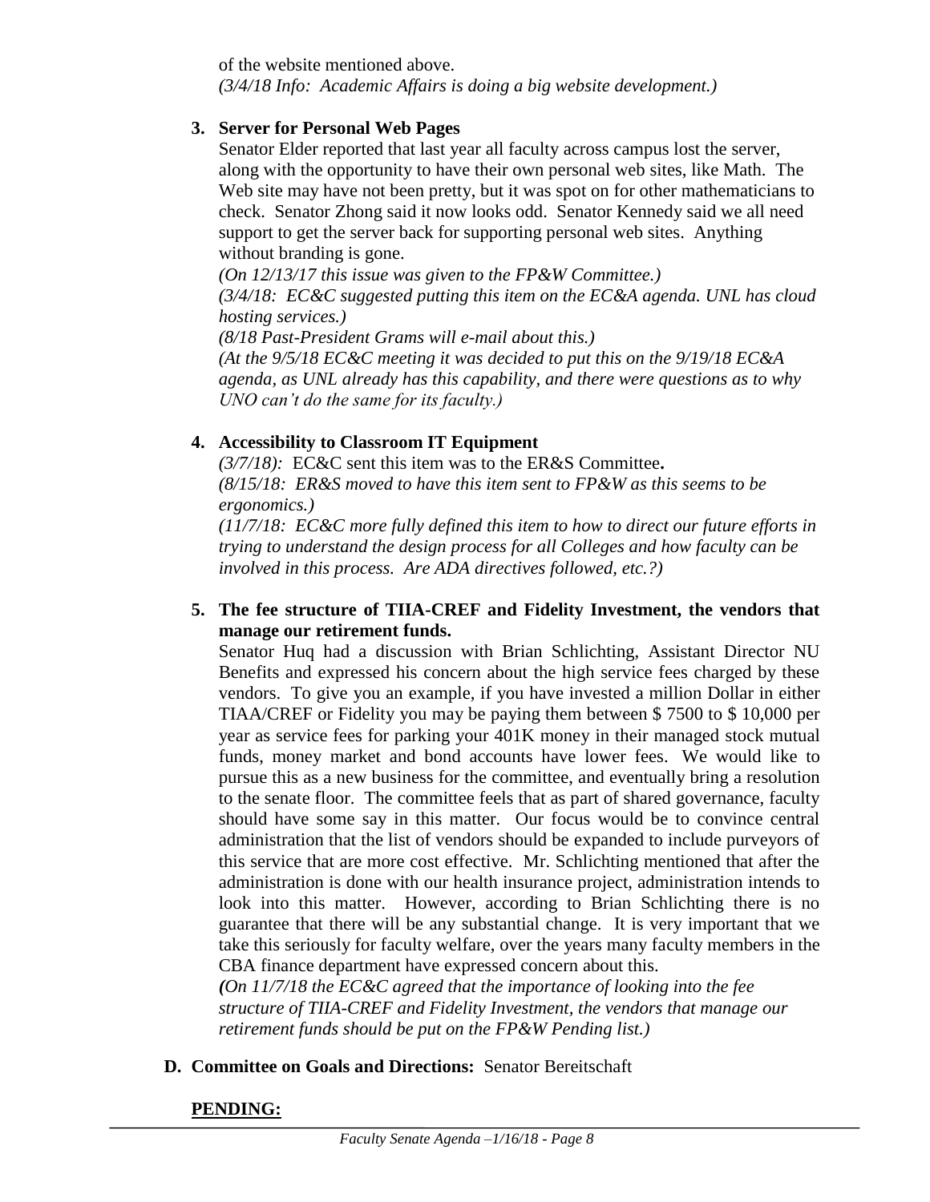of the website mentioned above.
*(3/4/18 Info: Academic Affairs is doing a big website development.)*

3. **Server for Personal Web Pages**
   Senator Elder reported that last year all faculty across campus lost the server, along with the opportunity to have their own personal web sites, like Math. The Web site may have not been pretty, but it was spot on for other mathematicians to check. Senator Zhong said it now looks odd. Senator Kennedy said we all need support to get the server back for supporting personal web sites. Anything without branding is gone.
   *(On 12/13/17 this issue was given to the FP&W Committee.)*
   *(3/4/18: EC&C suggested putting this item on the EC&A agenda. UNL has cloud hosting services.)*
   *(8/18 Past-President Grams will e-mail about this.)*
   *(At the 9/5/18 EC&C meeting it was decided to put this on the 9/19/18 EC&A agenda, as UNL already has this capability, and there were questions as to why UNO can't do the same for its faculty.)*

4. **Accessibility to Classroom IT Equipment**
   *(3/7/18):* EC&C sent this item was to the ER&S Committee**.**
   *(8/15/18: ER&S moved to have this item sent to FP&W as this seems to be ergonomics.)*
   *(11/7/18: EC&C more fully defined this item to how to direct our future efforts in trying to understand the design process for all Colleges and how faculty can be involved in this process. Are ADA directives followed, etc.?)*

5. **The fee structure of TIIA-CREF and Fidelity Investment, the vendors that manage our retirement funds.**
   Senator Huq had a discussion with Brian Schlichting, Assistant Director NU Benefits and expressed his concern about the high service fees charged by these vendors. To give you an example, if you have invested a million Dollar in either TIAA/CREF or Fidelity you may be paying them between $ 7500 to $ 10,000 per year as service fees for parking your 401K money in their managed stock mutual funds, money market and bond accounts have lower fees. We would like to pursue this as a new business for the committee, and eventually bring a resolution to the senate floor. The committee feels that as part of shared governance, faculty should have some say in this matter. Our focus would be to convince central administration that the list of vendors should be expanded to include purveyors of this service that are more cost effective. Mr. Schlichting mentioned that after the administration is done with our health insurance project, administration intends to look into this matter. However, according to Brian Schlichting there is no guarantee that there will be any substantial change. It is very important that we take this seriously for faculty welfare, over the years many faculty members in the CBA finance department have expressed concern about this.
   *(On 11/7/18 the EC&C agreed that the importance of looking into the fee structure of TIIA-CREF and Fidelity Investment, the vendors that manage our retirement funds should be put on the FP&W Pending list.)*

**D. Committee on Goals and Directions:** Senator Bereitschaft

**PENDING:**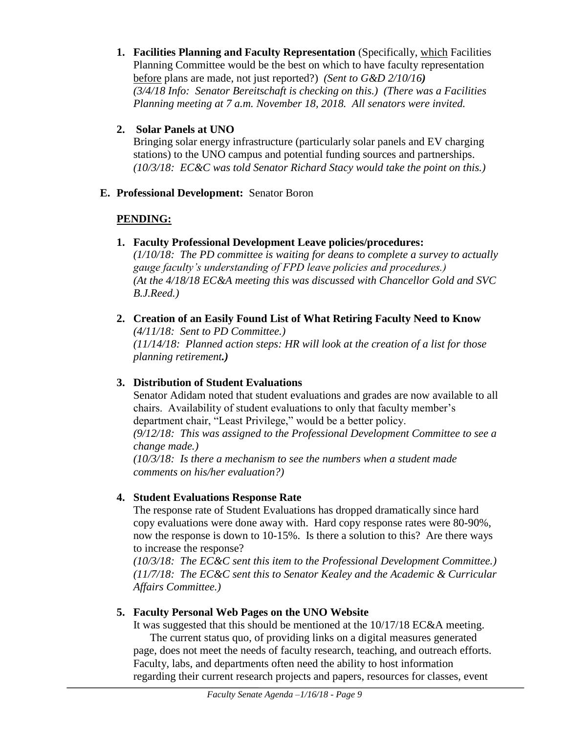1. **Facilities Planning and Faculty Representation** (Specifically, which Facilities Planning Committee would be the best on which to have faculty representation before plans are made, not just reported?) *(Sent to G&D 2/10/16)* *(3/4/18 Info: Senator Bereitschaft is checking on this.) (There was a Facilities Planning meeting at 7 a.m. November 18, 2018. All senators were invited.*

2. **Solar Panels at UNO**
   Bringing solar energy infrastructure (particularly solar panels and EV charging stations) to the UNO campus and potential funding sources and partnerships. *(10/3/18: EC&C was told Senator Richard Stacy would take the point on this.)*

**E. Professional Development:** Senator Boron

**PENDING:**

1. **Faculty Professional Development Leave policies/procedures:**
   *(1/10/18: The PD committee is waiting for deans to complete a survey to actually gauge faculty's understanding of FPD leave policies and procedures.)*
   *(At the 4/18/18 EC&A meeting this was discussed with Chancellor Gold and SVC B.J.Reed.)*

2. **Creation of an Easily Found List of What Retiring Faculty Need to Know**
   *(4/11/18: Sent to PD Committee.)*
   *(11/14/18: Planned action steps: HR will look at the creation of a list for those planning retirement.)*

3. **Distribution of Student Evaluations**
   Senator Adidam noted that student evaluations and grades are now available to all chairs. Availability of student evaluations to only that faculty member's department chair, "Least Privilege," would be a better policy.
   *(9/12/18: This was assigned to the Professional Development Committee to see a change made.)*
   *(10/3/18: Is there a mechanism to see the numbers when a student made comments on his/her evaluation?)*

4. **Student Evaluations Response Rate**
   The response rate of Student Evaluations has dropped dramatically since hard copy evaluations were done away with. Hard copy response rates were 80-90%, now the response is down to 10-15%. Is there a solution to this? Are there ways to increase the response?
   *(10/3/18: The EC&C sent this item to the Professional Development Committee.)*
   *(11/7/18: The EC&C sent this to Senator Kealey and the Academic & Curricular Affairs Committee.)*

5. **Faculty Personal Web Pages on the UNO Website**
   It was suggested that this should be mentioned at the 10/17/18 EC&A meeting.
   The current status quo, of providing links on a digital measures generated page, does not meet the needs of faculty research, teaching, and outreach efforts. Faculty, labs, and departments often need the ability to host information regarding their current research projects and papers, resources for classes, event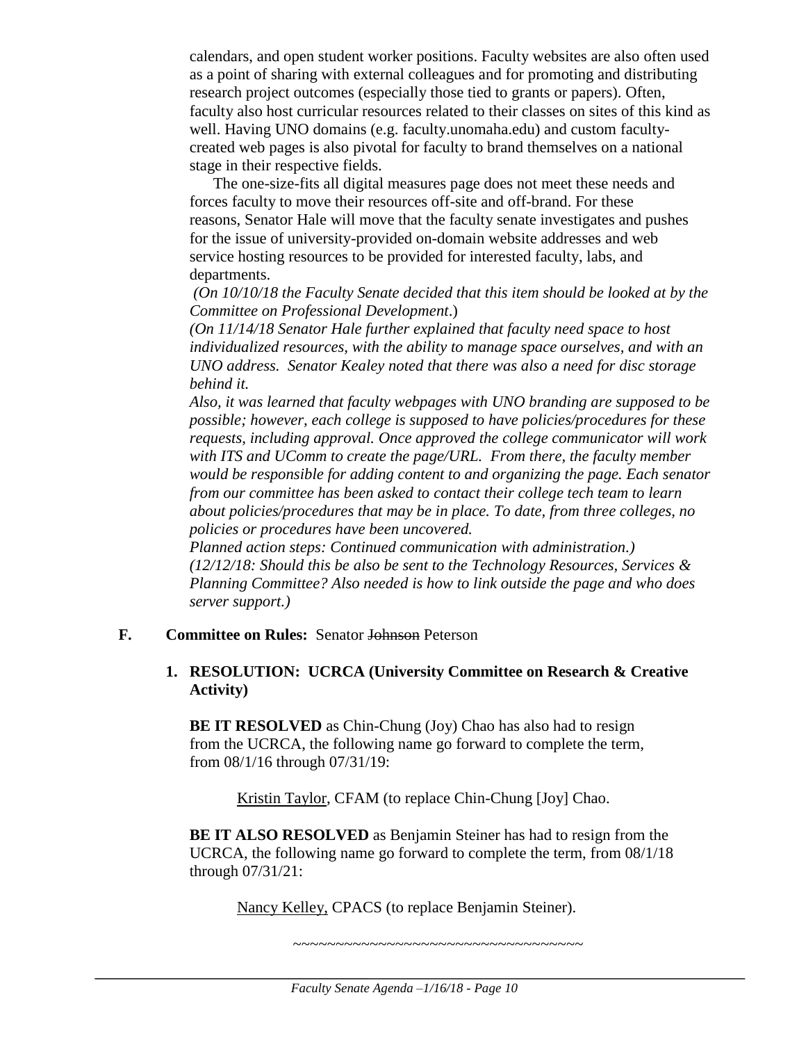calendars, and open student worker positions. Faculty websites are also often used as a point of sharing with external colleagues and for promoting and distributing research project outcomes (especially those tied to grants or papers). Often, faculty also host curricular resources related to their classes on sites of this kind as well. Having UNO domains (e.g. faculty.unomaha.edu) and custom faculty-created web pages is also pivotal for faculty to brand themselves on a national stage in their respective fields.

The one-size-fits all digital measures page does not meet these needs and forces faculty to move their resources off-site and off-brand. For these reasons, Senator Hale will move that the faculty senate investigates and pushes for the issue of university-provided on-domain website addresses and web service hosting resources to be provided for interested faculty, labs, and departments.

*(On 10/10/18 the Faculty Senate decided that this item should be looked at by the Committee on Professional Development.)*

*(On 11/14/18 Senator Hale further explained that faculty need space to host individualized resources, with the ability to manage space ourselves, and with an UNO address. Senator Kealey noted that there was also a need for disc storage behind it.*

*Also, it was learned that faculty webpages with UNO branding are supposed to be possible; however, each college is supposed to have policies/procedures for these requests, including approval. Once approved the college communicator will work with ITS and UComm to create the page/URL. From there, the faculty member would be responsible for adding content to and organizing the page. Each senator from our committee has been asked to contact their college tech team to learn about policies/procedures that may be in place. To date, from three colleges, no policies or procedures have been uncovered.*

*Planned action steps: Continued communication with administration.)*

*(12/12/18: Should this be also be sent to the Technology Resources, Services & Planning Committee? Also needed is how to link outside the page and who does server support.)*

**F. Committee on Rules:** Senator ~~Johnson~~ Peterson

**1. RESOLUTION: UCRCA (University Committee on Research & Creative Activity)**

**BE IT RESOLVED** as Chin-Chung (Joy) Chao has also had to resign from the UCRCA, the following name go forward to complete the term, from 08/1/16 through 07/31/19:

<u>Kristin Taylor</u>, CFAM (to replace Chin-Chung [Joy] Chao.

**BE IT ALSO RESOLVED** as Benjamin Steiner has had to resign from the UCRCA, the following name go forward to complete the term, from 08/1/18 through 07/31/21:

<u>Nancy Kelley,</u> CPACS (to replace Benjamin Steiner).

~~~~~~~~~~~~~~~~~~~~~~~~~~~~~~~~~~~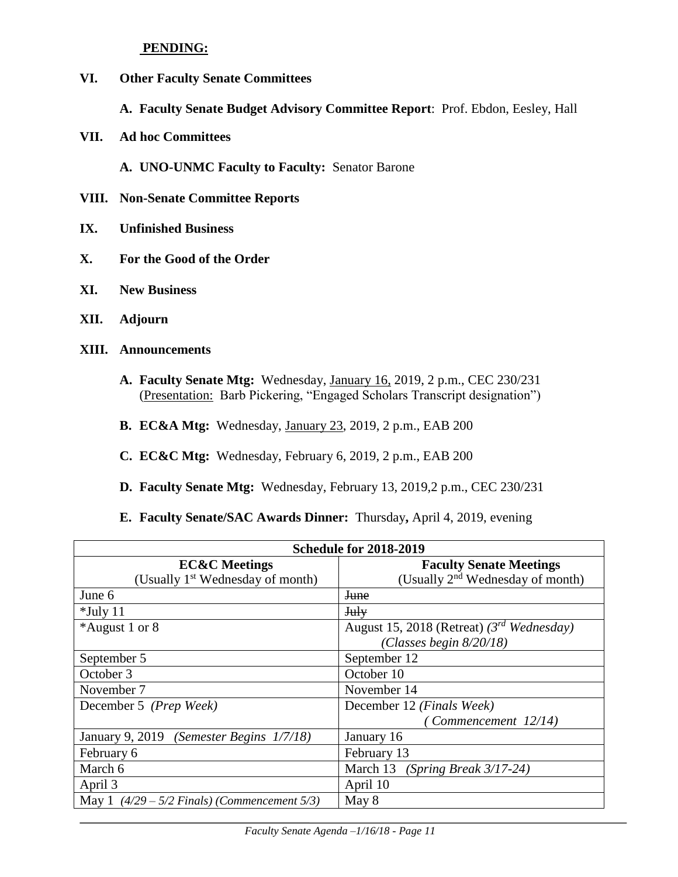**PENDING:**

**VI. Other Faculty Senate Committees**

**A. Faculty Senate Budget Advisory Committee Report**: Prof. Ebdon, Eesley, Hall

**VII. Ad hoc Committees**

**A. UNO-UNMC Faculty to Faculty:** Senator Barone

**VIII. Non-Senate Committee Reports**

**IX. Unfinished Business**

**X. For the Good of the Order**

**XI. New Business**

**XII. Adjourn**

**XIII. Announcements**

**A. Faculty Senate Mtg:** Wednesday, January 16, 2019, 2 p.m., CEC 230/231 (Presentation: Barb Pickering, "Engaged Scholars Transcript designation")

**B. EC&A Mtg:** Wednesday, January 23, 2019, 2 p.m., EAB 200

**C. EC&C Mtg:** Wednesday, February 6, 2019, 2 p.m., EAB 200

**D. Faculty Senate Mtg:** Wednesday, February 13, 2019,2 p.m., CEC 230/231

**E. Faculty Senate/SAC Awards Dinner:** Thursday**,** April 4, 2019, evening

| **Schedule for 2018-2019** | |
|---|---|
| **EC&C Meetings** (Usually 1st Wednesday of month) | **Faculty Senate Meetings** (Usually 2nd Wednesday of month) |
| June 6 | ~~June~~ |
| *July 11 | ~~July~~ |
| *August 1 or 8 | August 15, 2018 (Retreat) *(3rd Wednesday)* *(Classes begin 8/20/18)* |
| September 5 | September 12 |
| October 3 | October 10 |
| November 7 | November 14 |
| December 5 *(Prep Week)* | December 12 *(Finals Week)* *( Commencement 12/14)* |
| January 9, 2019 *(Semester Begins 1/7/18)* | January 16 |
| February 6 | February 13 |
| March 6 | March 13 *(Spring Break 3/17-24)* |
| April 3 | April 10 |
| May 1 *(4/29 – 5/2 Finals) (Commencement 5/3)* | May 8 |